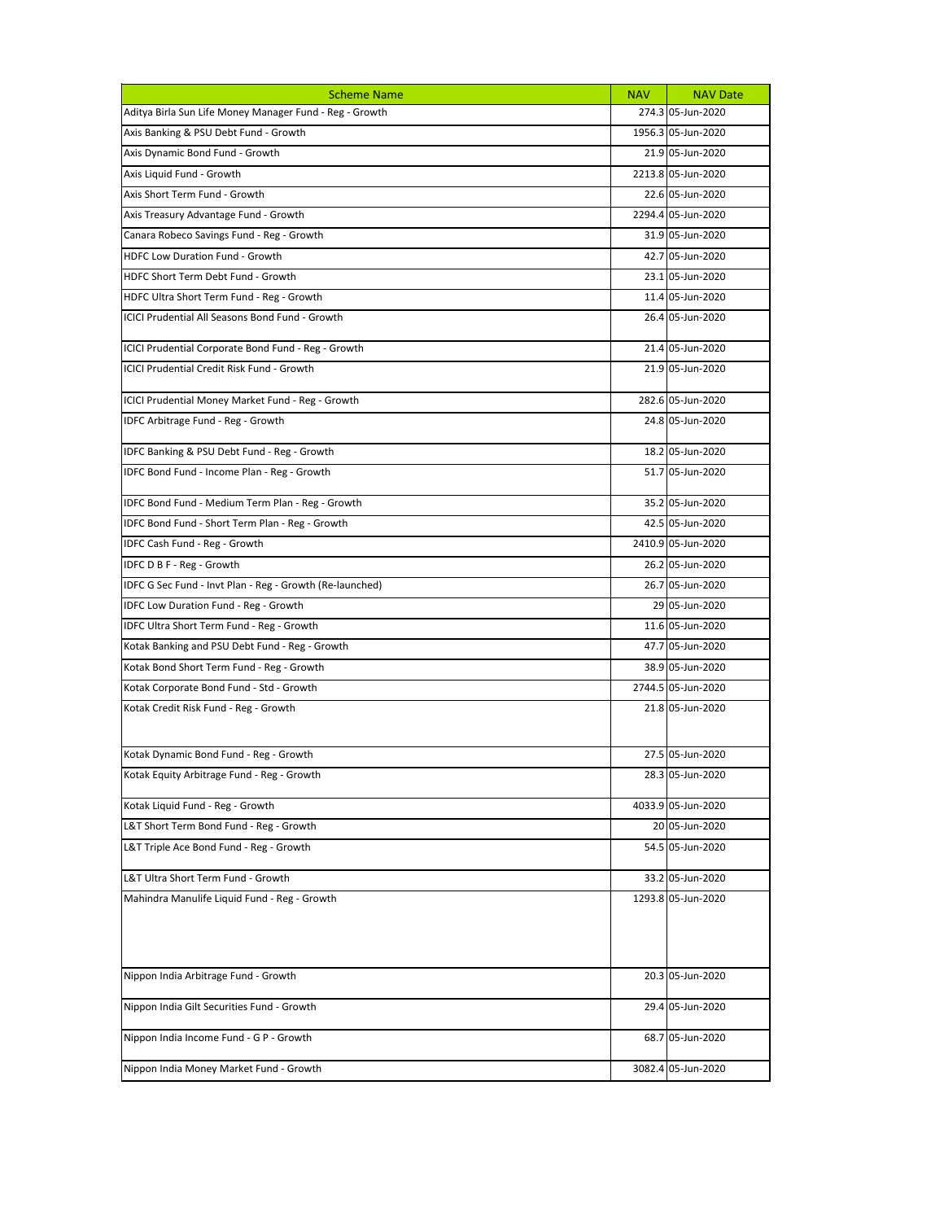| Scheme Name | NAV | NAV Date |
|---|---|---|
| Aditya Birla Sun Life Money Manager Fund - Reg - Growth | 274.3 | 05-Jun-2020 |
| Axis Banking & PSU Debt Fund - Growth | 1956.3 | 05-Jun-2020 |
| Axis Dynamic Bond Fund - Growth | 21.9 | 05-Jun-2020 |
| Axis Liquid Fund - Growth | 2213.8 | 05-Jun-2020 |
| Axis Short Term Fund - Growth | 22.6 | 05-Jun-2020 |
| Axis Treasury Advantage Fund - Growth | 2294.4 | 05-Jun-2020 |
| Canara Robeco Savings Fund - Reg - Growth | 31.9 | 05-Jun-2020 |
| HDFC Low Duration Fund - Growth | 42.7 | 05-Jun-2020 |
| HDFC Short Term Debt Fund - Growth | 23.1 | 05-Jun-2020 |
| HDFC Ultra Short Term Fund - Reg - Growth | 11.4 | 05-Jun-2020 |
| ICICI Prudential All Seasons Bond Fund - Growth | 26.4 | 05-Jun-2020 |
| ICICI Prudential Corporate Bond Fund - Reg - Growth | 21.4 | 05-Jun-2020 |
| ICICI Prudential Credit Risk Fund - Growth | 21.9 | 05-Jun-2020 |
| ICICI Prudential Money Market Fund - Reg - Growth | 282.6 | 05-Jun-2020 |
| IDFC Arbitrage Fund - Reg - Growth | 24.8 | 05-Jun-2020 |
| IDFC Banking & PSU Debt Fund - Reg - Growth | 18.2 | 05-Jun-2020 |
| IDFC Bond Fund - Income Plan - Reg - Growth | 51.7 | 05-Jun-2020 |
| IDFC Bond Fund - Medium Term Plan - Reg - Growth | 35.2 | 05-Jun-2020 |
| IDFC Bond Fund - Short Term Plan - Reg - Growth | 42.5 | 05-Jun-2020 |
| IDFC Cash Fund - Reg - Growth | 2410.9 | 05-Jun-2020 |
| IDFC D B F - Reg - Growth | 26.2 | 05-Jun-2020 |
| IDFC G Sec Fund - Invt Plan - Reg - Growth (Re-launched) | 26.7 | 05-Jun-2020 |
| IDFC Low Duration Fund - Reg - Growth | 29 | 05-Jun-2020 |
| IDFC Ultra Short Term Fund - Reg - Growth | 11.6 | 05-Jun-2020 |
| Kotak Banking and PSU Debt Fund - Reg - Growth | 47.7 | 05-Jun-2020 |
| Kotak Bond Short Term Fund - Reg - Growth | 38.9 | 05-Jun-2020 |
| Kotak Corporate Bond Fund - Std - Growth | 2744.5 | 05-Jun-2020 |
| Kotak Credit Risk Fund - Reg - Growth | 21.8 | 05-Jun-2020 |
| Kotak Dynamic Bond Fund - Reg - Growth | 27.5 | 05-Jun-2020 |
| Kotak Equity Arbitrage Fund - Reg - Growth | 28.3 | 05-Jun-2020 |
| Kotak Liquid Fund - Reg - Growth | 4033.9 | 05-Jun-2020 |
| L&T Short Term Bond Fund - Reg - Growth | 20 | 05-Jun-2020 |
| L&T Triple Ace Bond Fund - Reg - Growth | 54.5 | 05-Jun-2020 |
| L&T Ultra Short Term Fund - Growth | 33.2 | 05-Jun-2020 |
| Mahindra Manulife Liquid Fund - Reg - Growth | 1293.8 | 05-Jun-2020 |
| Nippon India Arbitrage Fund - Growth | 20.3 | 05-Jun-2020 |
| Nippon India Gilt Securities Fund - Growth | 29.4 | 05-Jun-2020 |
| Nippon India Income Fund - G P - Growth | 68.7 | 05-Jun-2020 |
| Nippon India Money Market Fund - Growth | 3082.4 | 05-Jun-2020 |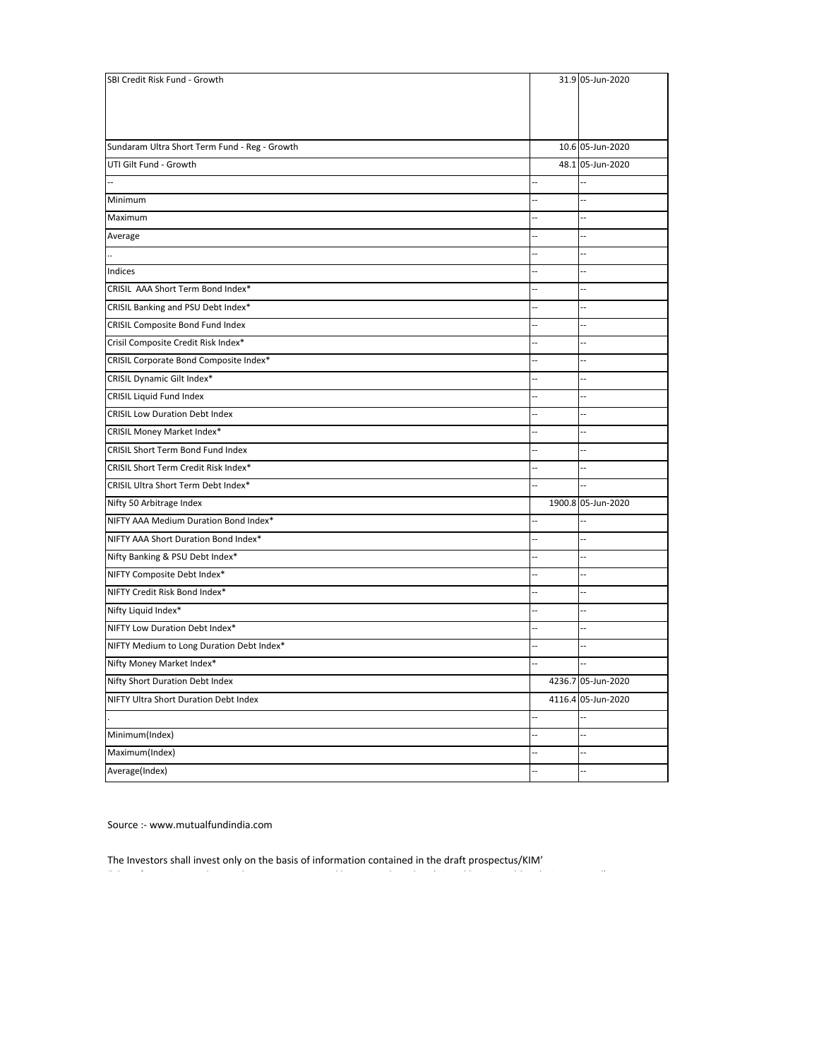| | | |
|---|---|---|
| SBI Credit Risk Fund - Growth | 31.9 | 05-Jun-2020 |
| Sundaram Ultra Short Term Fund - Reg - Growth | 10.6 | 05-Jun-2020 |
| UTI Gilt Fund - Growth | 48.1 | 05-Jun-2020 |
| -- | -- | -- |
| Minimum | -- | -- |
| Maximum | -- | -- |
| Average | -- | -- |
| .. | -- | -- |
| Indices | -- | -- |
| CRISIL AAA Short Term Bond Index* | -- | -- |
| CRISIL Banking and PSU Debt Index* | -- | -- |
| CRISIL Composite Bond Fund Index | -- | -- |
| Crisil Composite Credit Risk Index* | -- | -- |
| CRISIL Corporate Bond Composite Index* | -- | -- |
| CRISIL Dynamic Gilt Index* | -- | -- |
| CRISIL Liquid Fund Index | -- | -- |
| CRISIL Low Duration Debt Index | -- | -- |
| CRISIL Money Market Index* | -- | -- |
| CRISIL Short Term Bond Fund Index | -- | -- |
| CRISIL Short Term Credit Risk Index* | -- | -- |
| CRISIL Ultra Short Term Debt Index* | -- | -- |
| Nifty 50 Arbitrage Index | 1900.8 | 05-Jun-2020 |
| NIFTY AAA Medium Duration Bond Index* | -- | -- |
| NIFTY AAA Short Duration Bond Index* | -- | -- |
| Nifty Banking & PSU Debt Index* | -- | -- |
| NIFTY Composite Debt Index* | -- | -- |
| NIFTY Credit Risk Bond Index* | -- | -- |
| Nifty Liquid Index* | -- | -- |
| NIFTY Low Duration Debt Index* | -- | -- |
| NIFTY Medium to Long Duration Debt Index* | -- | -- |
| Nifty Money Market Index* | -- | -- |
| Nifty Short Duration Debt Index | 4236.7 | 05-Jun-2020 |
| NIFTY Ultra Short Duration Debt Index | 4116.4 | 05-Jun-2020 |
| . | -- | -- |
| Minimum(Index) | -- | -- |
| Maximum(Index) | -- | -- |
| Average(Index) | -- | -- |

Source :- www.mutualfundindia.com

The Investors shall invest only on the basis of information contained in the draft prospectus/KIM'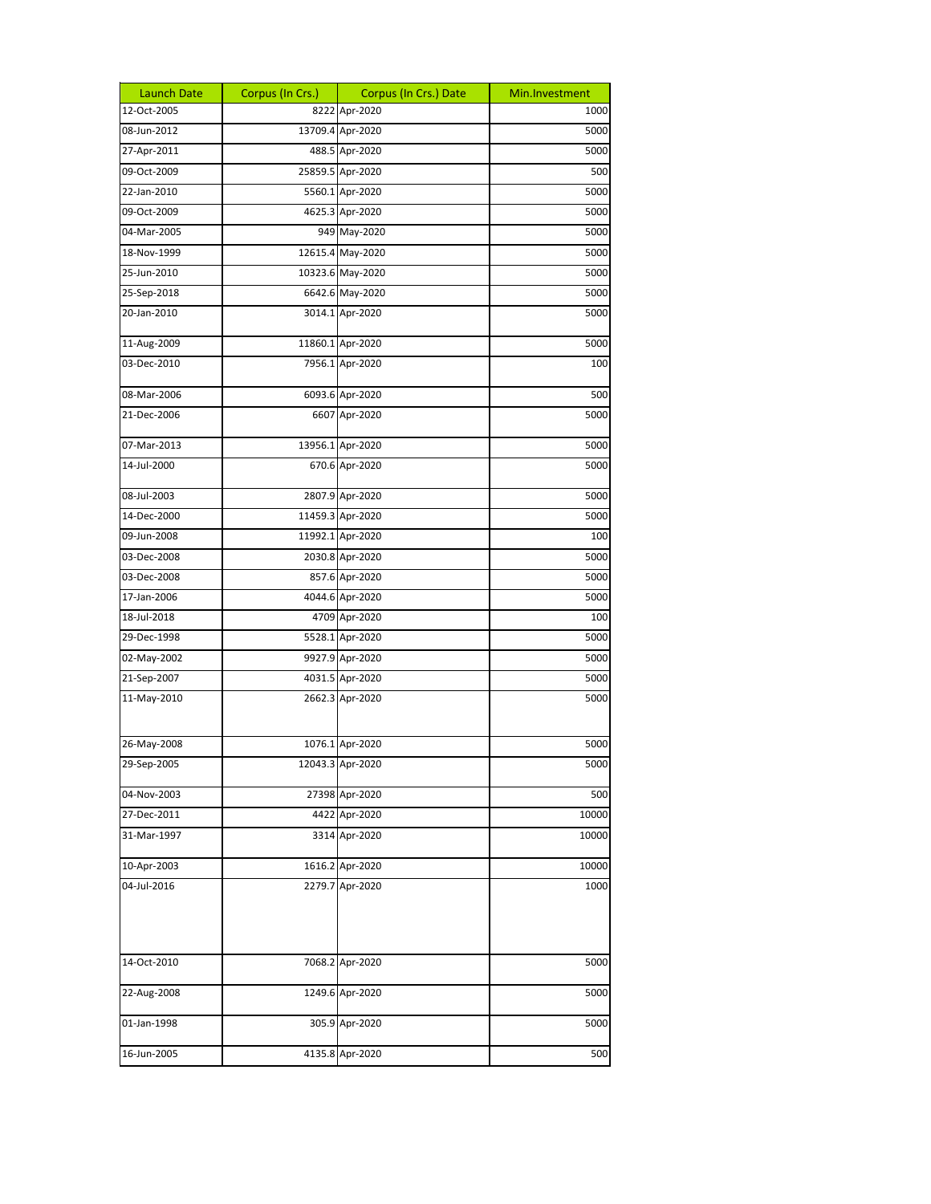| Launch Date | Corpus (In Crs.) | Corpus (In Crs.) Date | Min.Investment |
|---|---|---|---|
| 12-Oct-2005 | 8222 | Apr-2020 | 1000 |
| 08-Jun-2012 | 13709.4 | Apr-2020 | 5000 |
| 27-Apr-2011 | 488.5 | Apr-2020 | 5000 |
| 09-Oct-2009 | 25859.5 | Apr-2020 | 500 |
| 22-Jan-2010 | 5560.1 | Apr-2020 | 5000 |
| 09-Oct-2009 | 4625.3 | Apr-2020 | 5000 |
| 04-Mar-2005 | 949 | May-2020 | 5000 |
| 18-Nov-1999 | 12615.4 | May-2020 | 5000 |
| 25-Jun-2010 | 10323.6 | May-2020 | 5000 |
| 25-Sep-2018 | 6642.6 | May-2020 | 5000 |
| 20-Jan-2010 | 3014.1 | Apr-2020 | 5000 |
| 11-Aug-2009 | 11860.1 | Apr-2020 | 5000 |
| 03-Dec-2010 | 7956.1 | Apr-2020 | 100 |
| 08-Mar-2006 | 6093.6 | Apr-2020 | 500 |
| 21-Dec-2006 | 6607 | Apr-2020 | 5000 |
| 07-Mar-2013 | 13956.1 | Apr-2020 | 5000 |
| 14-Jul-2000 | 670.6 | Apr-2020 | 5000 |
| 08-Jul-2003 | 2807.9 | Apr-2020 | 5000 |
| 14-Dec-2000 | 11459.3 | Apr-2020 | 5000 |
| 09-Jun-2008 | 11992.1 | Apr-2020 | 100 |
| 03-Dec-2008 | 2030.8 | Apr-2020 | 5000 |
| 03-Dec-2008 | 857.6 | Apr-2020 | 5000 |
| 17-Jan-2006 | 4044.6 | Apr-2020 | 5000 |
| 18-Jul-2018 | 4709 | Apr-2020 | 100 |
| 29-Dec-1998 | 5528.1 | Apr-2020 | 5000 |
| 02-May-2002 | 9927.9 | Apr-2020 | 5000 |
| 21-Sep-2007 | 4031.5 | Apr-2020 | 5000 |
| 11-May-2010 | 2662.3 | Apr-2020 | 5000 |
| 26-May-2008 | 1076.1 | Apr-2020 | 5000 |
| 29-Sep-2005 | 12043.3 | Apr-2020 | 5000 |
| 04-Nov-2003 | 27398 | Apr-2020 | 500 |
| 27-Dec-2011 | 4422 | Apr-2020 | 10000 |
| 31-Mar-1997 | 3314 | Apr-2020 | 10000 |
| 10-Apr-2003 | 1616.2 | Apr-2020 | 10000 |
| 04-Jul-2016 | 2279.7 | Apr-2020 | 1000 |
| 14-Oct-2010 | 7068.2 | Apr-2020 | 5000 |
| 22-Aug-2008 | 1249.6 | Apr-2020 | 5000 |
| 01-Jan-1998 | 305.9 | Apr-2020 | 5000 |
| 16-Jun-2005 | 4135.8 | Apr-2020 | 500 |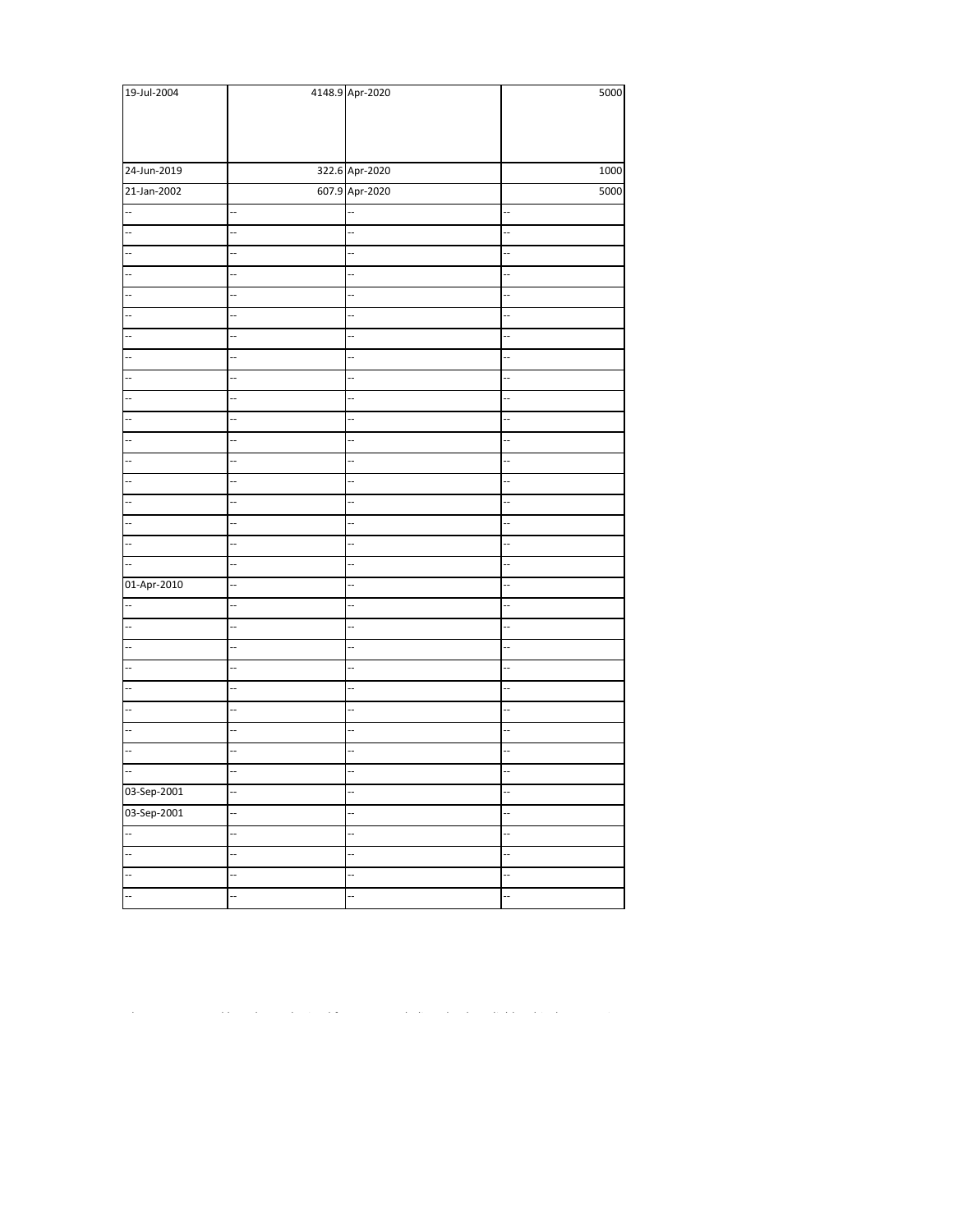| | | | |
|---|---|---|---|
| 19-Jul-2004 | 4148.9 | Apr-2020 | 5000 |
| 24-Jun-2019 | 322.6 | Apr-2020 | 1000 |
| 21-Jan-2002 | 607.9 | Apr-2020 | 5000 |
| -- | -- | -- | -- |
| -- | -- | -- | -- |
| -- | -- | -- | -- |
| -- | -- | -- | -- |
| -- | -- | -- | -- |
| -- | -- | -- | -- |
| -- | -- | -- | -- |
| -- | -- | -- | -- |
| -- | -- | -- | -- |
| -- | -- | -- | -- |
| -- | -- | -- | -- |
| -- | -- | -- | -- |
| -- | -- | -- | -- |
| -- | -- | -- | -- |
| -- | -- | -- | -- |
| -- | -- | -- | -- |
| -- | -- | -- | -- |
| -- | -- | -- | -- |
| 01-Apr-2010 | -- | -- | -- |
| -- | -- | -- | -- |
| -- | -- | -- | -- |
| -- | -- | -- | -- |
| -- | -- | -- | -- |
| -- | -- | -- | -- |
| -- | -- | -- | -- |
| -- | -- | -- | -- |
| -- | -- | -- | -- |
| -- | -- | -- | -- |
| 03-Sep-2001 | -- | -- | -- |
| 03-Sep-2001 | -- | -- | -- |
| -- | -- | -- | -- |
| -- | -- | -- | -- |
| -- | -- | -- | -- |
| -- | -- | -- | -- |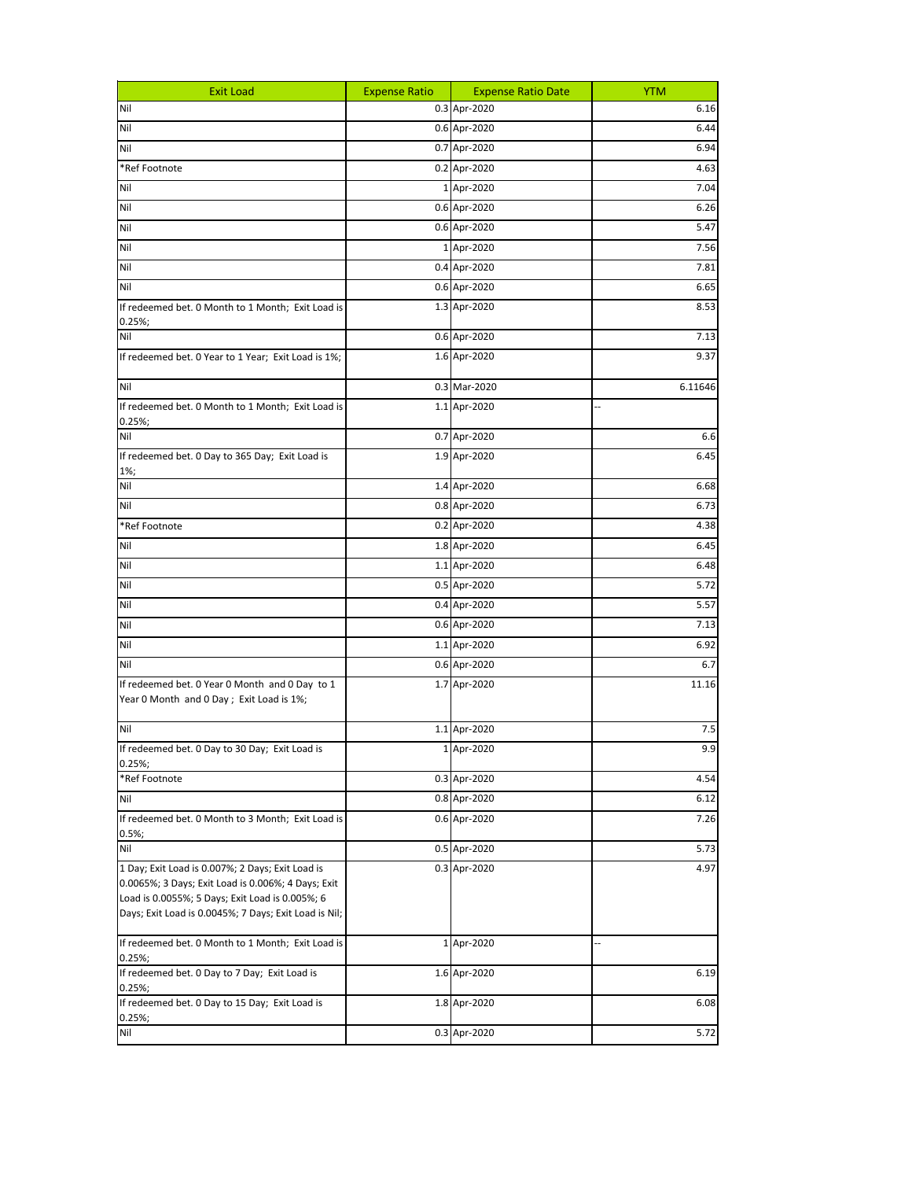| Exit Load | Expense Ratio | Expense Ratio Date | YTM |
|---|---|---|---|
| Nil | 0.3 | Apr-2020 | 6.16 |
| Nil | 0.6 | Apr-2020 | 6.44 |
| Nil | 0.7 | Apr-2020 | 6.94 |
| *Ref Footnote | 0.2 | Apr-2020 | 4.63 |
| Nil | 1 | Apr-2020 | 7.04 |
| Nil | 0.6 | Apr-2020 | 6.26 |
| Nil | 0.6 | Apr-2020 | 5.47 |
| Nil | 1 | Apr-2020 | 7.56 |
| Nil | 0.4 | Apr-2020 | 7.81 |
| Nil | 0.6 | Apr-2020 | 6.65 |
| If redeemed bet. 0 Month to 1 Month; Exit Load is 0.25%; | 1.3 | Apr-2020 | 8.53 |
| Nil | 0.6 | Apr-2020 | 7.13 |
| If redeemed bet. 0 Year to 1 Year; Exit Load is 1%; | 1.6 | Apr-2020 | 9.37 |
| Nil | 0.3 | Mar-2020 | 6.11646 |
| If redeemed bet. 0 Month to 1 Month; Exit Load is 0.25%; | 1.1 | Apr-2020 | -- |
| Nil | 0.7 | Apr-2020 | 6.6 |
| If redeemed bet. 0 Day to 365 Day; Exit Load is 1%; | 1.9 | Apr-2020 | 6.45 |
| Nil | 1.4 | Apr-2020 | 6.68 |
| Nil | 0.8 | Apr-2020 | 6.73 |
| *Ref Footnote | 0.2 | Apr-2020 | 4.38 |
| Nil | 1.8 | Apr-2020 | 6.45 |
| Nil | 1.1 | Apr-2020 | 6.48 |
| Nil | 0.5 | Apr-2020 | 5.72 |
| Nil | 0.4 | Apr-2020 | 5.57 |
| Nil | 0.6 | Apr-2020 | 7.13 |
| Nil | 1.1 | Apr-2020 | 6.92 |
| Nil | 0.6 | Apr-2020 | 6.7 |
| If redeemed bet. 0 Year 0 Month and 0 Day to 1 Year 0 Month and 0 Day ; Exit Load is 1%; | 1.7 | Apr-2020 | 11.16 |
| Nil | 1.1 | Apr-2020 | 7.5 |
| If redeemed bet. 0 Day to 30 Day; Exit Load is 0.25%; | 1 | Apr-2020 | 9.9 |
| *Ref Footnote | 0.3 | Apr-2020 | 4.54 |
| Nil | 0.8 | Apr-2020 | 6.12 |
| If redeemed bet. 0 Month to 3 Month; Exit Load is 0.5%; | 0.6 | Apr-2020 | 7.26 |
| Nil | 0.5 | Apr-2020 | 5.73 |
| 1 Day; Exit Load is 0.007%; 2 Days; Exit Load is 0.0065%; 3 Days; Exit Load is 0.006%; 4 Days; Exit Load is 0.0055%; 5 Days; Exit Load is 0.005%; 6 Days; Exit Load is 0.0045%; 7 Days; Exit Load is Nil; | 0.3 | Apr-2020 | 4.97 |
| If redeemed bet. 0 Month to 1 Month; Exit Load is 0.25%; | 1 | Apr-2020 | -- |
| If redeemed bet. 0 Day to 7 Day; Exit Load is 0.25%; | 1.6 | Apr-2020 | 6.19 |
| If redeemed bet. 0 Day to 15 Day; Exit Load is 0.25%; | 1.8 | Apr-2020 | 6.08 |
| Nil | 0.3 | Apr-2020 | 5.72 |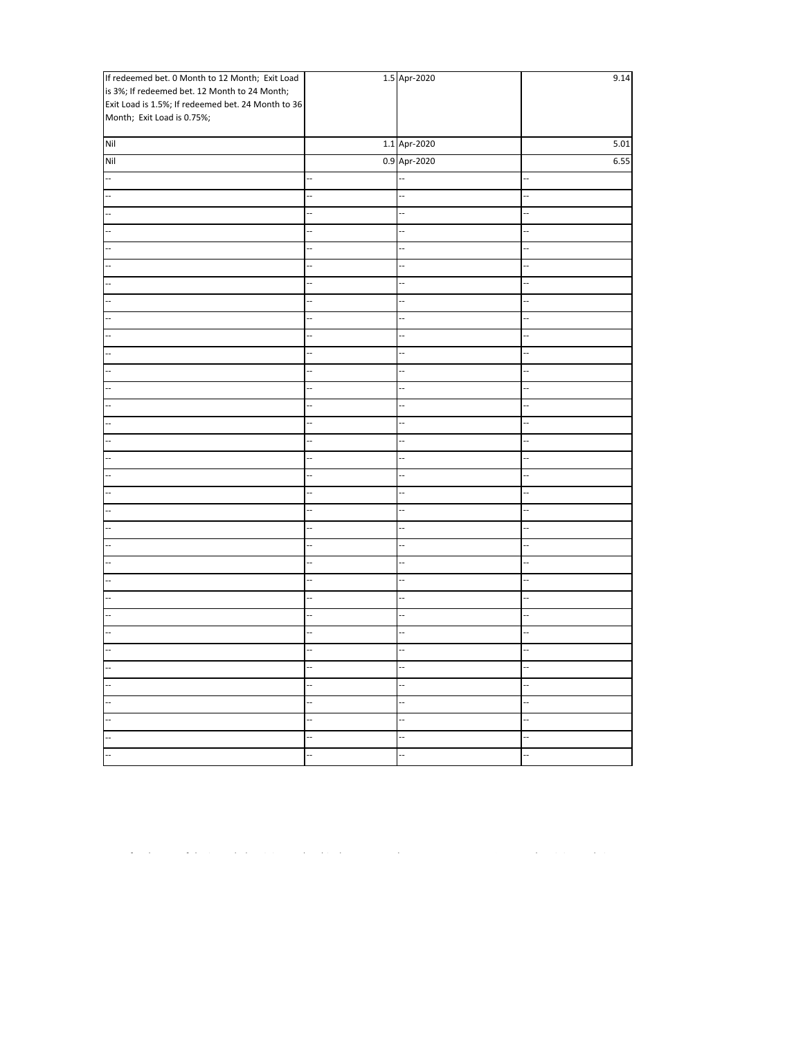| | | | |
|---|---|---|---|
| If redeemed bet. 0 Month to 12 Month; Exit Load is 3%; If redeemed bet. 12 Month to 24 Month; Exit Load is 1.5%; If redeemed bet. 24 Month to 36 Month; Exit Load is 0.75%; | 1.5 | Apr-2020 | 9.14 |
| Nil | 1.1 | Apr-2020 | 5.01 |
| Nil | 0.9 | Apr-2020 | 6.55 |
| -- | -- | -- | -- |
| -- | -- | -- | -- |
| -- | -- | -- | -- |
| -- | -- | -- | -- |
| -- | -- | -- | -- |
| -- | -- | -- | -- |
| -- | -- | -- | -- |
| -- | -- | -- | -- |
| -- | -- | -- | -- |
| -- | -- | -- | -- |
| -- | -- | -- | -- |
| -- | -- | -- | -- |
| -- | -- | -- | -- |
| -- | -- | -- | -- |
| -- | -- | -- | -- |
| -- | -- | -- | -- |
| -- | -- | -- | -- |
| -- | -- | -- | -- |
| -- | -- | -- | -- |
| -- | -- | -- | -- |
| -- | -- | -- | -- |
| -- | -- | -- | -- |
| -- | -- | -- | -- |
| -- | -- | -- | -- |
| -- | -- | -- | -- |
| -- | -- | -- | -- |
| -- | -- | -- | -- |
| -- | -- | -- | -- |
| -- | -- | -- | -- |
| -- | -- | -- | -- |
| -- | -- | -- | -- |
| -- | -- | -- | -- |
| -- | -- | -- | -- |
| -- | -- | -- | -- |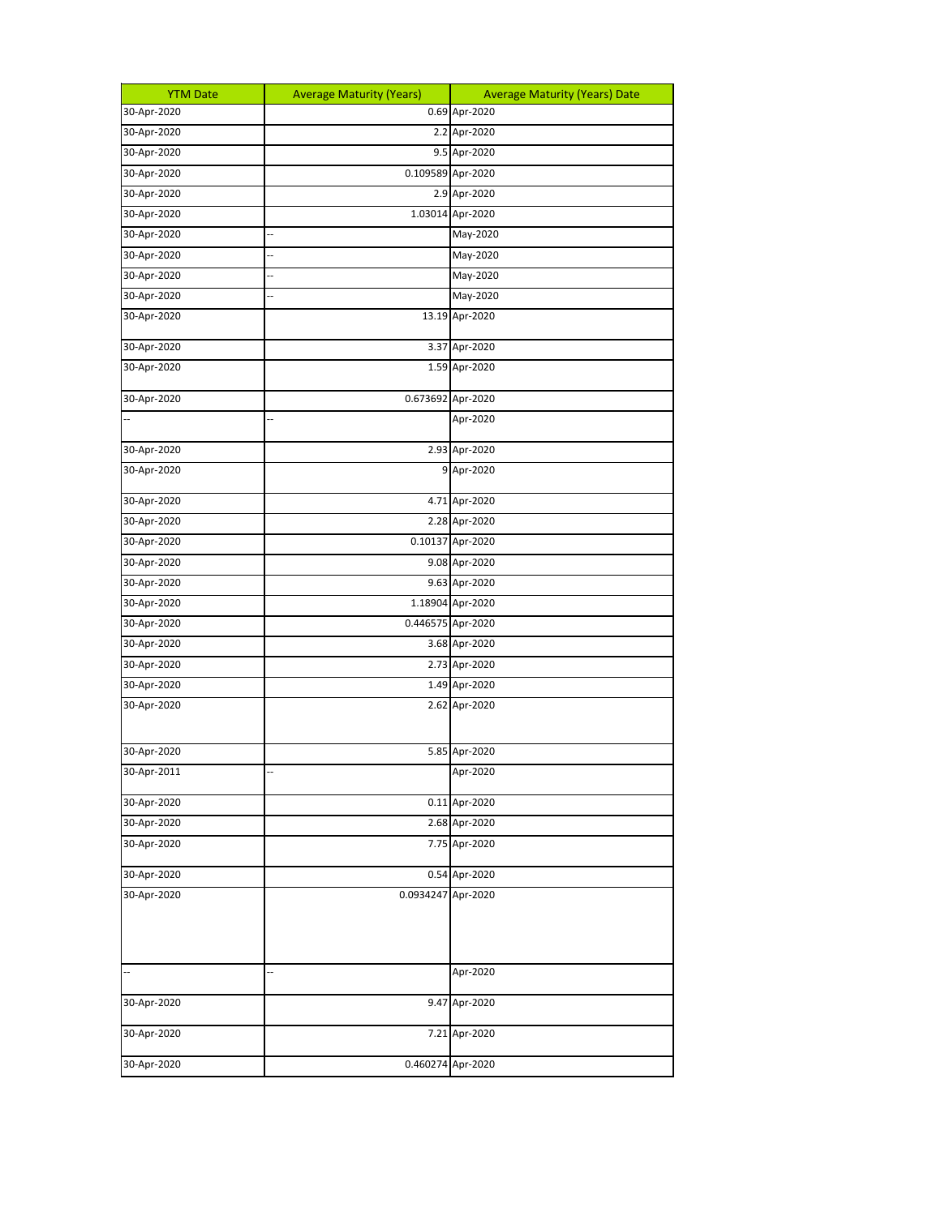| YTM Date | Average Maturity (Years) | Average Maturity (Years) Date |
|---|---|---|
| 30-Apr-2020 | 0.69 | Apr-2020 |
| 30-Apr-2020 | 2.2 | Apr-2020 |
| 30-Apr-2020 | 9.5 | Apr-2020 |
| 30-Apr-2020 | 0.109589 | Apr-2020 |
| 30-Apr-2020 | 2.9 | Apr-2020 |
| 30-Apr-2020 | 1.03014 | Apr-2020 |
| 30-Apr-2020 | -- | May-2020 |
| 30-Apr-2020 | -- | May-2020 |
| 30-Apr-2020 | -- | May-2020 |
| 30-Apr-2020 | -- | May-2020 |
| 30-Apr-2020 | 13.19 | Apr-2020 |
| 30-Apr-2020 | 3.37 | Apr-2020 |
| 30-Apr-2020 | 1.59 | Apr-2020 |
| 30-Apr-2020 | 0.673692 | Apr-2020 |
| -- | -- | Apr-2020 |
| 30-Apr-2020 | 2.93 | Apr-2020 |
| 30-Apr-2020 | 9 | Apr-2020 |
| 30-Apr-2020 | 4.71 | Apr-2020 |
| 30-Apr-2020 | 2.28 | Apr-2020 |
| 30-Apr-2020 | 0.10137 | Apr-2020 |
| 30-Apr-2020 | 9.08 | Apr-2020 |
| 30-Apr-2020 | 9.63 | Apr-2020 |
| 30-Apr-2020 | 1.18904 | Apr-2020 |
| 30-Apr-2020 | 0.446575 | Apr-2020 |
| 30-Apr-2020 | 3.68 | Apr-2020 |
| 30-Apr-2020 | 2.73 | Apr-2020 |
| 30-Apr-2020 | 1.49 | Apr-2020 |
| 30-Apr-2020 | 2.62 | Apr-2020 |
| 30-Apr-2020 | 5.85 | Apr-2020 |
| 30-Apr-2011 | -- | Apr-2020 |
| 30-Apr-2020 | 0.11 | Apr-2020 |
| 30-Apr-2020 | 2.68 | Apr-2020 |
| 30-Apr-2020 | 7.75 | Apr-2020 |
| 30-Apr-2020 | 0.54 | Apr-2020 |
| 30-Apr-2020 | 0.0934247 | Apr-2020 |
| -- | -- | Apr-2020 |
| 30-Apr-2020 | 9.47 | Apr-2020 |
| 30-Apr-2020 | 7.21 | Apr-2020 |
| 30-Apr-2020 | 0.460274 | Apr-2020 |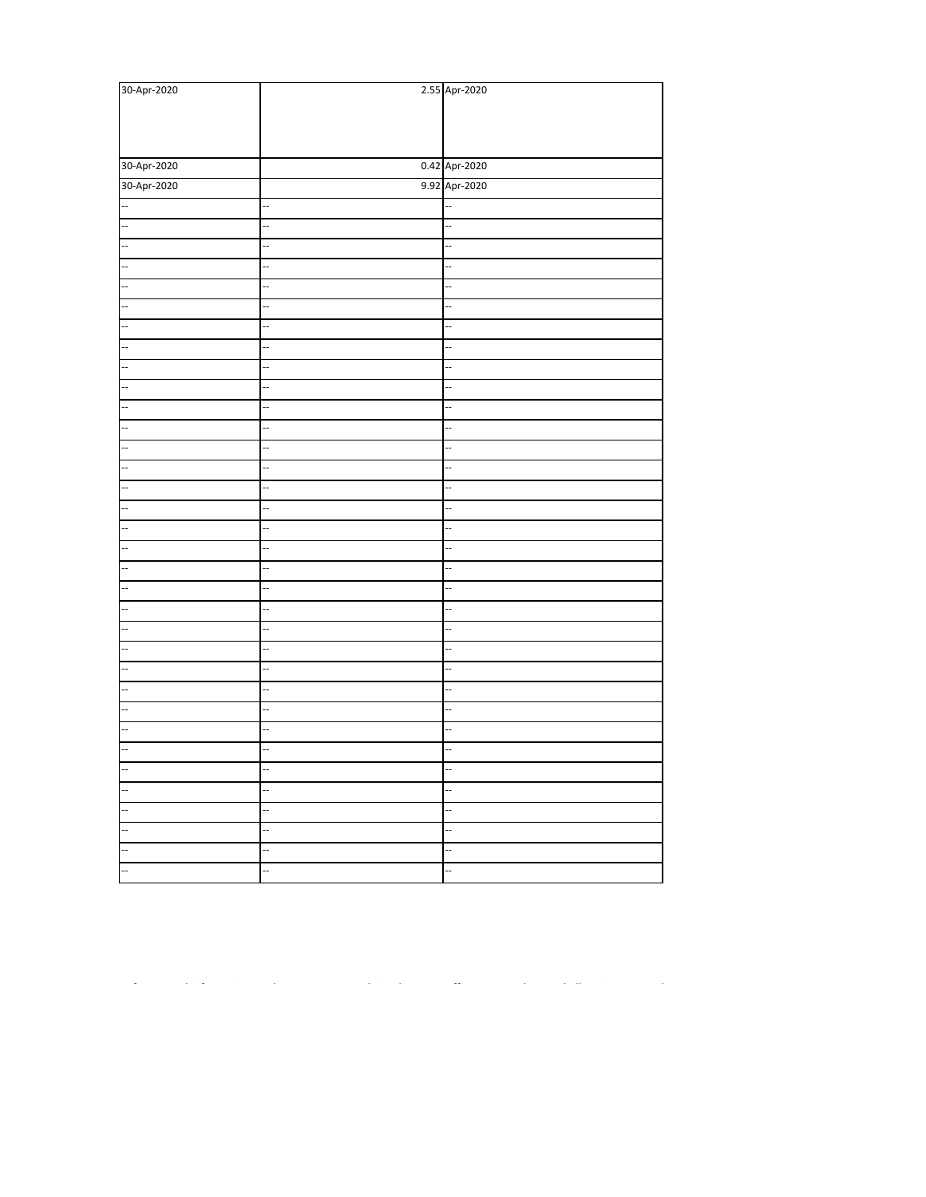| | | |
|---|---|---|
| 30-Apr-2020 | 2.55 | Apr-2020 |
| 30-Apr-2020 | 0.42 | Apr-2020 |
| 30-Apr-2020 | 9.92 | Apr-2020 |
| -- | -- | -- |
| -- | -- | -- |
| -- | -- | -- |
| -- | -- | -- |
| -- | -- | -- |
| -- | -- | -- |
| -- | -- | -- |
| -- | -- | -- |
| -- | -- | -- |
| -- | -- | -- |
| -- | -- | -- |
| -- | -- | -- |
| -- | -- | -- |
| -- | -- | -- |
| -- | -- | -- |
| -- | -- | -- |
| -- | -- | -- |
| -- | -- | -- |
| -- | -- | -- |
| -- | -- | -- |
| -- | -- | -- |
| -- | -- | -- |
| -- | -- | -- |
| -- | -- | -- |
| -- | -- | -- |
| -- | -- | -- |
| -- | -- | -- |
| -- | -- | -- |
| -- | -- | -- |
| -- | -- | -- |
| -- | -- | -- |
| -- | -- | -- |
| -- | -- | -- |
| -- | -- | -- |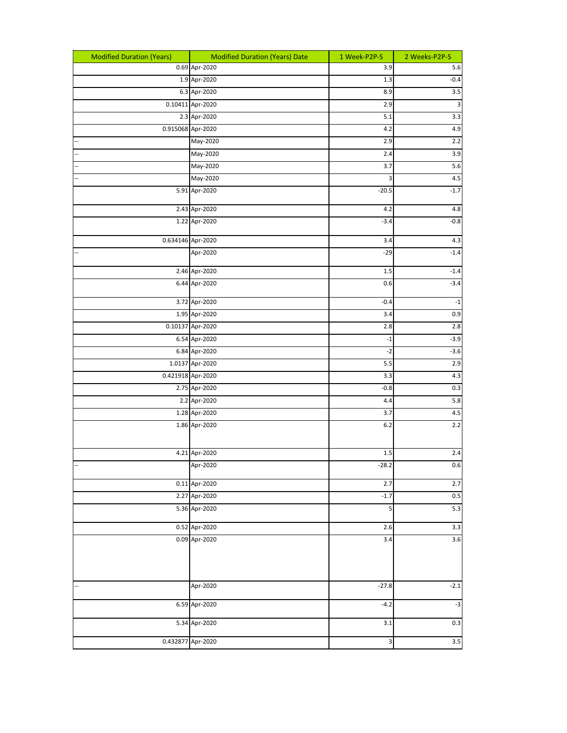| Modified Duration (Years) | Modified Duration (Years) Date | 1 Week-P2P-S | 2 Weeks-P2P-S |
|---|---|---|---|
| 0.69 | Apr-2020 | 3.9 | 5.6 |
| 1.9 | Apr-2020 | 1.3 | -0.4 |
| 6.3 | Apr-2020 | 8.9 | 3.5 |
| 0.10411 | Apr-2020 | 2.9 | 3 |
| 2.3 | Apr-2020 | 5.1 | 3.3 |
| 0.915068 | Apr-2020 | 4.2 | 4.9 |
| -- | May-2020 | 2.9 | 2.2 |
| -- | May-2020 | 2.4 | 3.9 |
| -- | May-2020 | 3.7 | 5.6 |
| -- | May-2020 | 3 | 4.5 |
| 5.91 | Apr-2020 | -20.5 | -1.7 |
| 2.43 | Apr-2020 | 4.2 | 4.8 |
| 1.22 | Apr-2020 | -3.4 | -0.8 |
| 0.634146 | Apr-2020 | 3.4 | 4.3 |
| -- | Apr-2020 | -29 | -1.4 |
| 2.46 | Apr-2020 | 1.5 | -1.4 |
| 6.44 | Apr-2020 | 0.6 | -3.4 |
| 3.72 | Apr-2020 | -0.4 | -1 |
| 1.95 | Apr-2020 | 3.4 | 0.9 |
| 0.10137 | Apr-2020 | 2.8 | 2.8 |
| 6.54 | Apr-2020 | -1 | -3.9 |
| 6.84 | Apr-2020 | -2 | -3.6 |
| 1.0137 | Apr-2020 | 5.5 | 2.9 |
| 0.421918 | Apr-2020 | 3.3 | 4.3 |
| 2.75 | Apr-2020 | -0.8 | 0.3 |
| 2.2 | Apr-2020 | 4.4 | 5.8 |
| 1.28 | Apr-2020 | 3.7 | 4.5 |
| 1.86 | Apr-2020 | 6.2 | 2.2 |
| 4.21 | Apr-2020 | 1.5 | 2.4 |
| -- | Apr-2020 | -28.2 | 0.6 |
| 0.11 | Apr-2020 | 2.7 | 2.7 |
| 2.27 | Apr-2020 | -1.7 | 0.5 |
| 5.36 | Apr-2020 | 5 | 5.3 |
| 0.52 | Apr-2020 | 2.6 | 3.3 |
| 0.09 | Apr-2020 | 3.4 | 3.6 |
| -- | Apr-2020 | -27.8 | -2.1 |
| 6.59 | Apr-2020 | -4.2 | -3 |
| 5.34 | Apr-2020 | 3.1 | 0.3 |
| 0.432877 | Apr-2020 | 3 | 3.5 |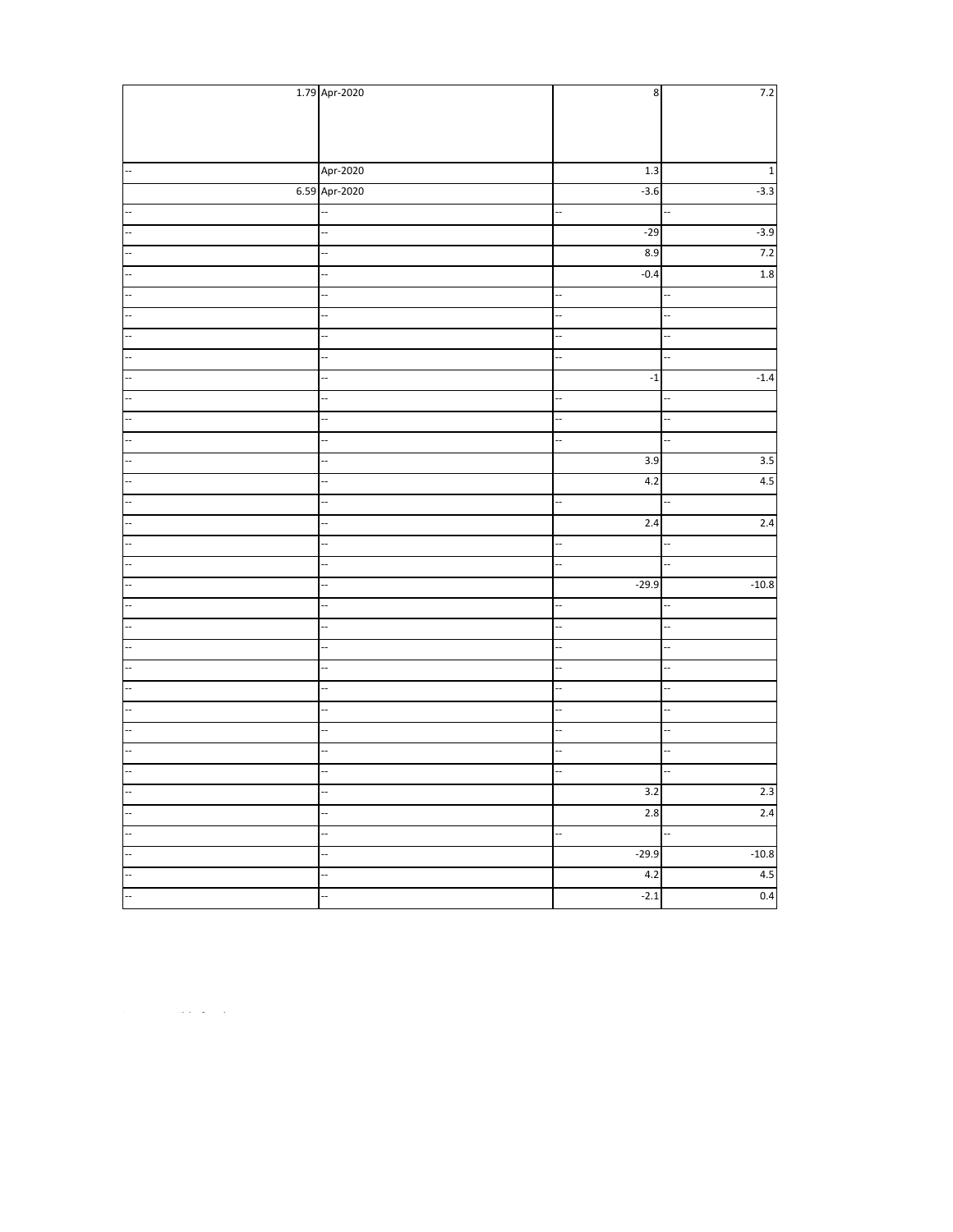| | | | |
|---|---|---|---|
| 1.79 | Apr-2020 | 8 | 7.2 |
| -- | Apr-2020 | 1.3 | 1 |
| 6.59 | Apr-2020 | -3.6 | -3.3 |
| -- | -- | -- | -- |
| -- | -- | -29 | -3.9 |
| -- | -- | 8.9 | 7.2 |
| -- | -- | -0.4 | 1.8 |
| -- | -- | -- | -- |
| -- | -- | -- | -- |
| -- | -- | -- | -- |
| -- | -- | -- | -- |
| -- | -- | -1 | -1.4 |
| -- | -- | -- | -- |
| -- | -- | -- | -- |
| -- | -- | -- | -- |
| -- | -- | 3.9 | 3.5 |
| -- | -- | 4.2 | 4.5 |
| -- | -- | -- | -- |
| -- | -- | 2.4 | 2.4 |
| -- | -- | -- | -- |
| -- | -- | -- | -- |
| -- | -- | -29.9 | -10.8 |
| -- | -- | -- | -- |
| -- | -- | -- | -- |
| -- | -- | -- | -- |
| -- | -- | -- | -- |
| -- | -- | -- | -- |
| -- | -- | -- | -- |
| -- | -- | -- | -- |
| -- | -- | -- | -- |
| -- | -- | -- | -- |
| -- | -- | 3.2 | 2.3 |
| -- | -- | 2.8 | 2.4 |
| -- | -- | -- | -- |
| -- | -- | -29.9 | -10.8 |
| -- | -- | 4.2 | 4.5 |
| -- | -- | -2.1 | 0.4 |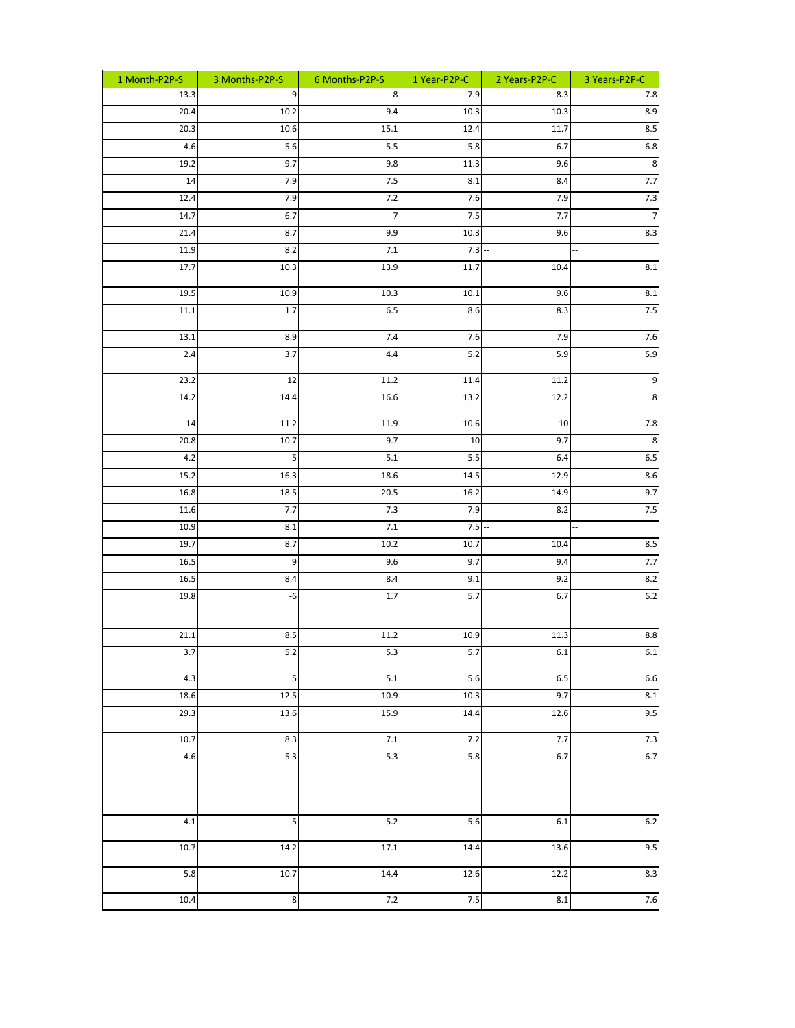| 1 Month-P2P-S | 3 Months-P2P-S | 6 Months-P2P-S | 1 Year-P2P-C | 2 Years-P2P-C | 3 Years-P2P-C |
|---|---|---|---|---|---|
| 13.3 | 9 | 8 | 7.9 | 8.3 | 7.8 |
| 20.4 | 10.2 | 9.4 | 10.3 | 10.3 | 8.9 |
| 20.3 | 10.6 | 15.1 | 12.4 | 11.7 | 8.5 |
| 4.6 | 5.6 | 5.5 | 5.8 | 6.7 | 6.8 |
| 19.2 | 9.7 | 9.8 | 11.3 | 9.6 | 8 |
| 14 | 7.9 | 7.5 | 8.1 | 8.4 | 7.7 |
| 12.4 | 7.9 | 7.2 | 7.6 | 7.9 | 7.3 |
| 14.7 | 6.7 | 7 | 7.5 | 7.7 | 7 |
| 21.4 | 8.7 | 9.9 | 10.3 | 9.6 | 8.3 |
| 11.9 | 8.2 | 7.1 | 7.3 | -- | -- |
| 17.7 | 10.3 | 13.9 | 11.7 | 10.4 | 8.1 |
| 19.5 | 10.9 | 10.3 | 10.1 | 9.6 | 8.1 |
| 11.1 | 1.7 | 6.5 | 8.6 | 8.3 | 7.5 |
| 13.1 | 8.9 | 7.4 | 7.6 | 7.9 | 7.6 |
| 2.4 | 3.7 | 4.4 | 5.2 | 5.9 | 5.9 |
| 23.2 | 12 | 11.2 | 11.4 | 11.2 | 9 |
| 14.2 | 14.4 | 16.6 | 13.2 | 12.2 | 8 |
| 14 | 11.2 | 11.9 | 10.6 | 10 | 7.8 |
| 20.8 | 10.7 | 9.7 | 10 | 9.7 | 8 |
| 4.2 | 5 | 5.1 | 5.5 | 6.4 | 6.5 |
| 15.2 | 16.3 | 18.6 | 14.5 | 12.9 | 8.6 |
| 16.8 | 18.5 | 20.5 | 16.2 | 14.9 | 9.7 |
| 11.6 | 7.7 | 7.3 | 7.9 | 8.2 | 7.5 |
| 10.9 | 8.1 | 7.1 | 7.5 | -- | -- |
| 19.7 | 8.7 | 10.2 | 10.7 | 10.4 | 8.5 |
| 16.5 | 9 | 9.6 | 9.7 | 9.4 | 7.7 |
| 16.5 | 8.4 | 8.4 | 9.1 | 9.2 | 8.2 |
| 19.8 | -6 | 1.7 | 5.7 | 6.7 | 6.2 |
| 21.1 | 8.5 | 11.2 | 10.9 | 11.3 | 8.8 |
| 3.7 | 5.2 | 5.3 | 5.7 | 6.1 | 6.1 |
| 4.3 | 5 | 5.1 | 5.6 | 6.5 | 6.6 |
| 18.6 | 12.5 | 10.9 | 10.3 | 9.7 | 8.1 |
| 29.3 | 13.6 | 15.9 | 14.4 | 12.6 | 9.5 |
| 10.7 | 8.3 | 7.1 | 7.2 | 7.7 | 7.3 |
| 4.6 | 5.3 | 5.3 | 5.8 | 6.7 | 6.7 |
| 4.1 | 5 | 5.2 | 5.6 | 6.1 | 6.2 |
| 10.7 | 14.2 | 17.1 | 14.4 | 13.6 | 9.5 |
| 5.8 | 10.7 | 14.4 | 12.6 | 12.2 | 8.3 |
| 10.4 | 8 | 7.2 | 7.5 | 8.1 | 7.6 |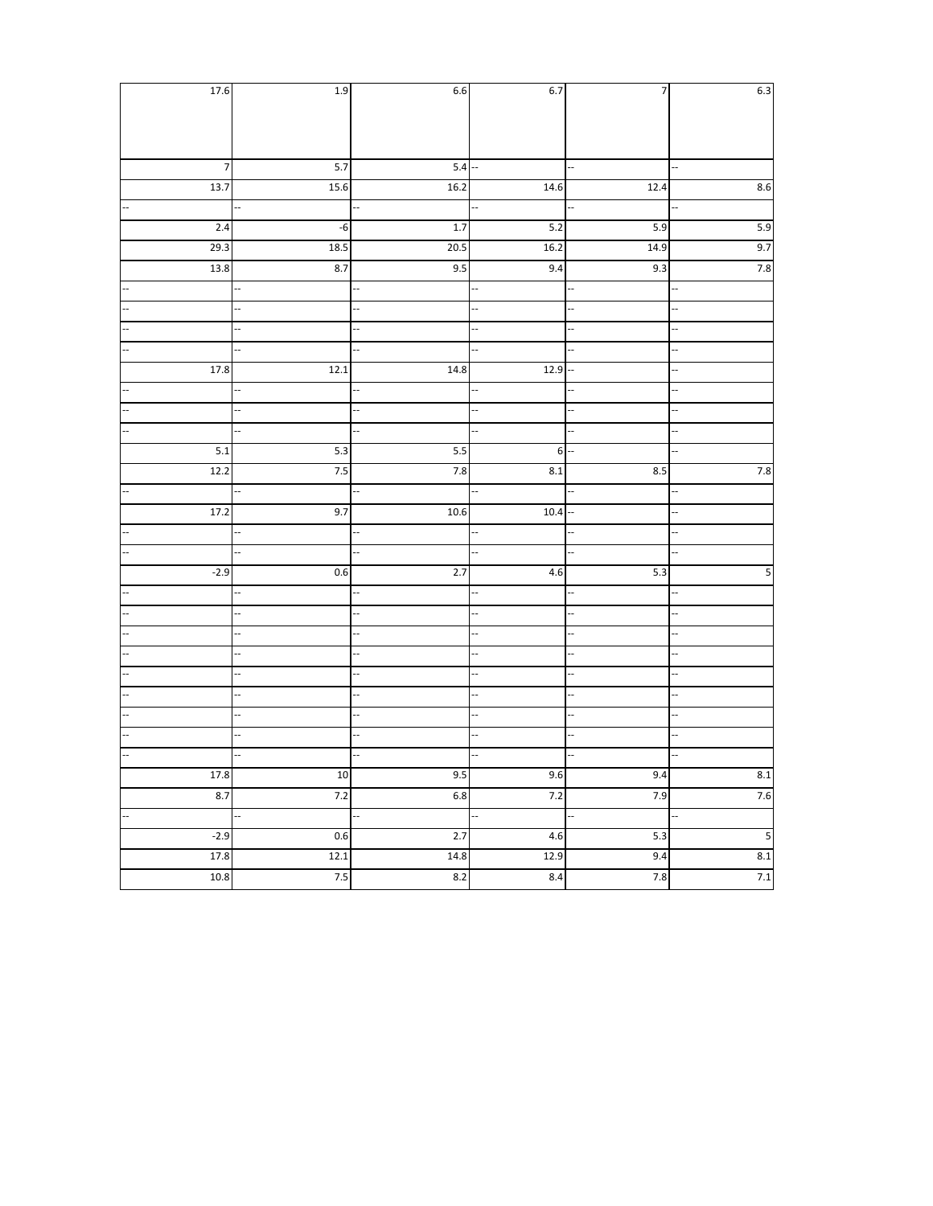| | | | | | |
|---|---|---|---|---|---|
| 17.6 | 1.9 | 6.6 | 6.7 | 7 | 6.3 |
| 7 | 5.7 | 5.4 | -- | -- | -- |
| 13.7 | 15.6 | 16.2 | 14.6 | 12.4 | 8.6 |
| -- | -- | -- | -- | -- | -- |
| 2.4 | -6 | 1.7 | 5.2 | 5.9 | 5.9 |
| 29.3 | 18.5 | 20.5 | 16.2 | 14.9 | 9.7 |
| 13.8 | 8.7 | 9.5 | 9.4 | 9.3 | 7.8 |
| -- | -- | -- | -- | -- | -- |
| -- | -- | -- | -- | -- | -- |
| -- | -- | -- | -- | -- | -- |
| -- | -- | -- | -- | -- | -- |
| 17.8 | 12.1 | 14.8 | 12.9 | -- | -- |
| -- | -- | -- | -- | -- | -- |
| -- | -- | -- | -- | -- | -- |
| -- | -- | -- | -- | -- | -- |
| 5.1 | 5.3 | 5.5 | 6 | -- | -- |
| 12.2 | 7.5 | 7.8 | 8.1 | 8.5 | 7.8 |
| -- | -- | -- | -- | -- | -- |
| 17.2 | 9.7 | 10.6 | 10.4 | -- | -- |
| -- | -- | -- | -- | -- | -- |
| -- | -- | -- | -- | -- | -- |
| -2.9 | 0.6 | 2.7 | 4.6 | 5.3 | 5 |
| -- | -- | -- | -- | -- | -- |
| -- | -- | -- | -- | -- | -- |
| -- | -- | -- | -- | -- | -- |
| -- | -- | -- | -- | -- | -- |
| -- | -- | -- | -- | -- | -- |
| -- | -- | -- | -- | -- | -- |
| -- | -- | -- | -- | -- | -- |
| -- | -- | -- | -- | -- | -- |
| -- | -- | -- | -- | -- | -- |
| 17.8 | 10 | 9.5 | 9.6 | 9.4 | 8.1 |
| 8.7 | 7.2 | 6.8 | 7.2 | 7.9 | 7.6 |
| -- | -- | -- | -- | -- | -- |
| -2.9 | 0.6 | 2.7 | 4.6 | 5.3 | 5 |
| 17.8 | 12.1 | 14.8 | 12.9 | 9.4 | 8.1 |
| 10.8 | 7.5 | 8.2 | 8.4 | 7.8 | 7.1 |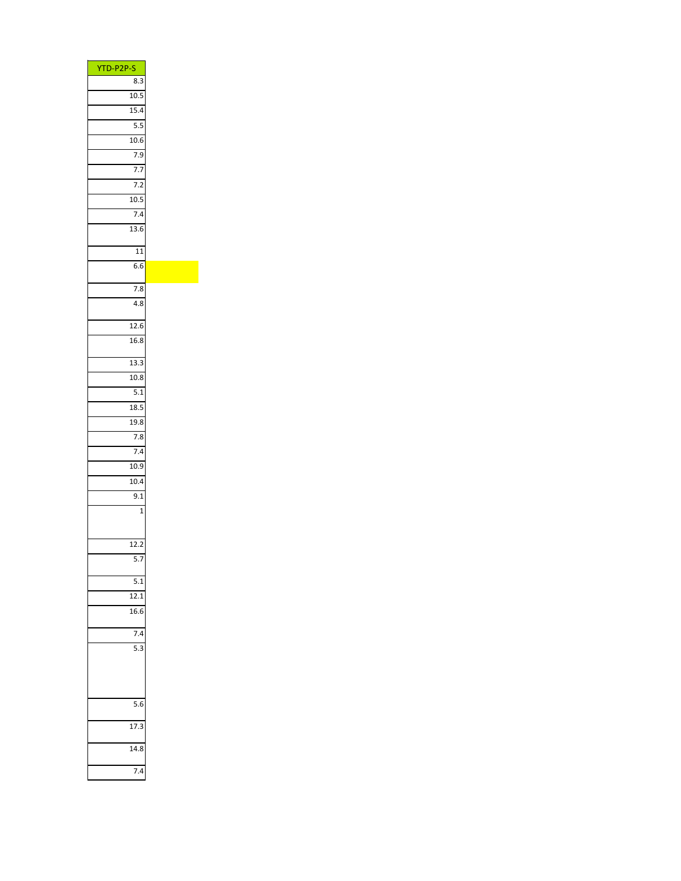| YTD-P2P-S |
| --- |
| 8.3 |
| 10.5 |
| 15.4 |
| 5.5 |
| 10.6 |
| 7.9 |
| 7.7 |
| 7.2 |
| 10.5 |
| 7.4 |
| 13.6 |
| 11 |
| 6.6 |
| 7.8 |
| 4.8 |
| 12.6 |
| 16.8 |
| 13.3 |
| 10.8 |
| 5.1 |
| 18.5 |
| 19.8 |
| 7.8 |
| 7.4 |
| 10.9 |
| 10.4 |
| 9.1 |
| 1 |
| 12.2 |
| 5.7 |
| 5.1 |
| 12.1 |
| 16.6 |
| 7.4 |
| 5.3 |
| 5.6 |
| 17.3 |
| 14.8 |
| 7.4 |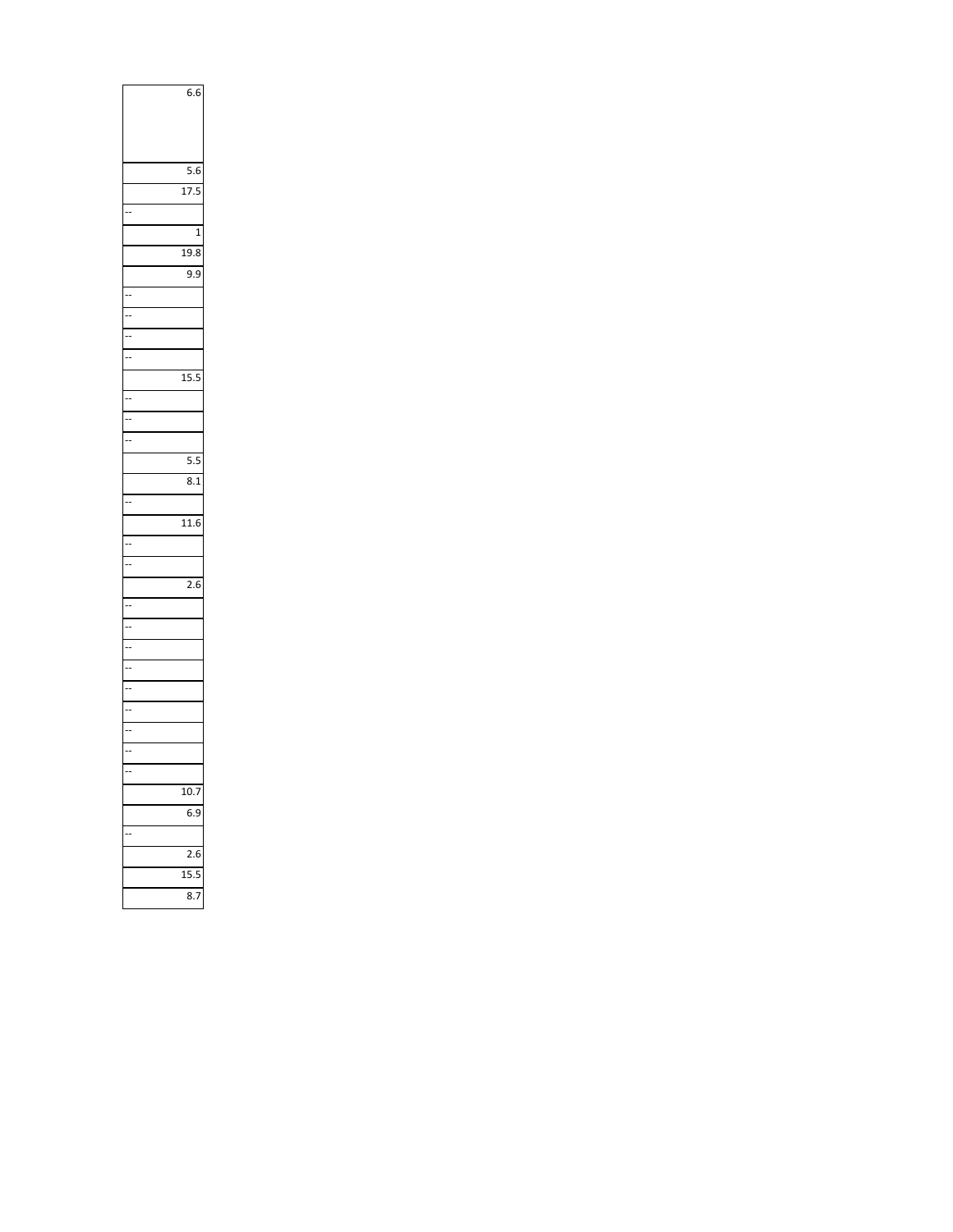| |
|---|
| 6.6 |
| 5.6 |
| 17.5 |
| -- |
| 1 |
| 19.8 |
| 9.9 |
| -- |
| -- |
| -- |
| -- |
| 15.5 |
| -- |
| -- |
| -- |
| 5.5 |
| 8.1 |
| -- |
| 11.6 |
| -- |
| -- |
| 2.6 |
| -- |
| -- |
| -- |
| -- |
| -- |
| -- |
| -- |
| -- |
| -- |
| 10.7 |
| 6.9 |
| -- |
| 2.6 |
| 15.5 |
| 8.7 |